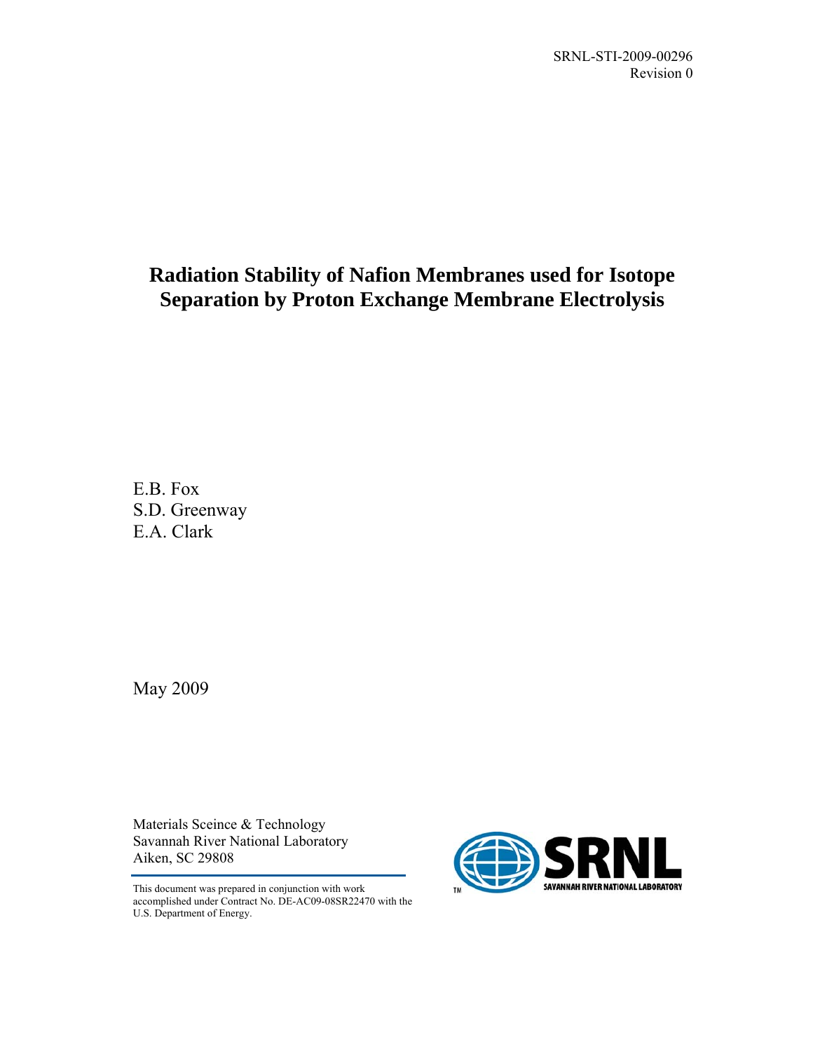SRNL-STI-2009-00296
Revision 0

# Radiation Stability of Nafion Membranes used for Isotope Separation by Proton Exchange Membrane Electrolysis

E.B. Fox
S.D. Greenway
E.A. Clark

May 2009

Materials Sceince & Technology
Savannah River National Laboratory
Aiken, SC 29808

This document was prepared in conjunction with work accomplished under Contract No. DE-AC09-08SR22470 with the U.S. Department of Energy.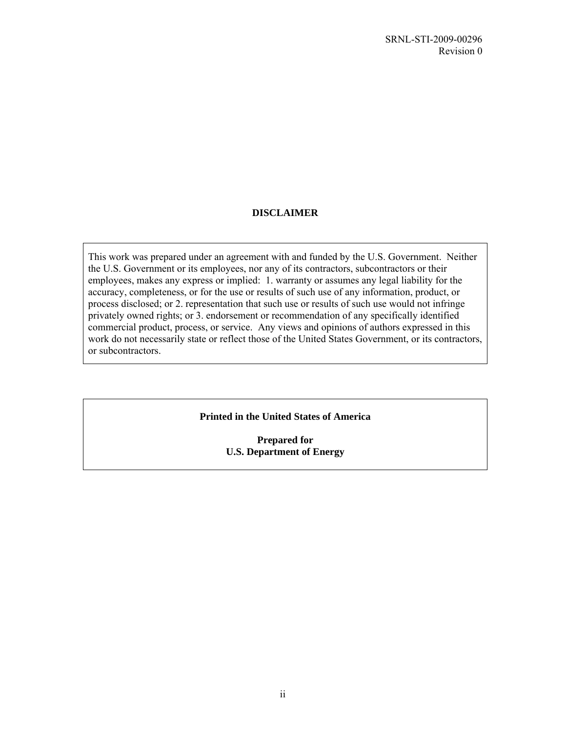# DISCLAIMER

This work was prepared under an agreement with and funded by the U.S. Government. Neither the U.S. Government or its employees, nor any of its contractors, subcontractors or their employees, makes any express or implied: 1. warranty or assumes any legal liability for the accuracy, completeness, or for the use or results of such use of any information, product, or process disclosed; or 2. representation that such use or results of such use would not infringe privately owned rights; or 3. endorsement or recommendation of any specifically identified commercial product, process, or service. Any views and opinions of authors expressed in this work do not necessarily state or reflect those of the United States Government, or its contractors, or subcontractors.

**Printed in the United States of America**

**Prepared for**
**U.S. Department of Energy**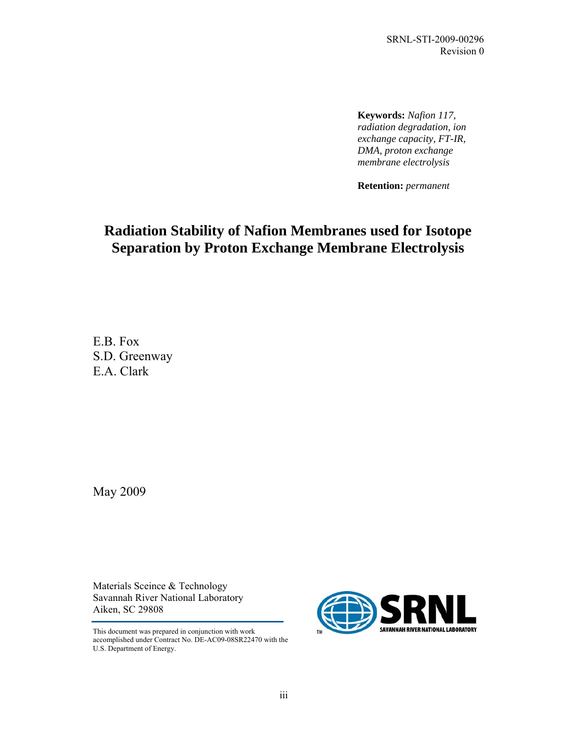SRNL-STI-2009-00296
Revision 0

**Keywords:** *Nafion 117, radiation degradation, ion exchange capacity, FT-IR, DMA, proton exchange membrane electrolysis*

**Retention:** *permanent*

# Radiation Stability of Nafion Membranes used for Isotope Separation by Proton Exchange Membrane Electrolysis

E.B. Fox
S.D. Greenway
E.A. Clark

May 2009

Materials Sceince & Technology
Savannah River National Laboratory
Aiken, SC 29808

This document was prepared in conjunction with work accomplished under Contract No. DE-AC09-08SR22470 with the U.S. Department of Energy.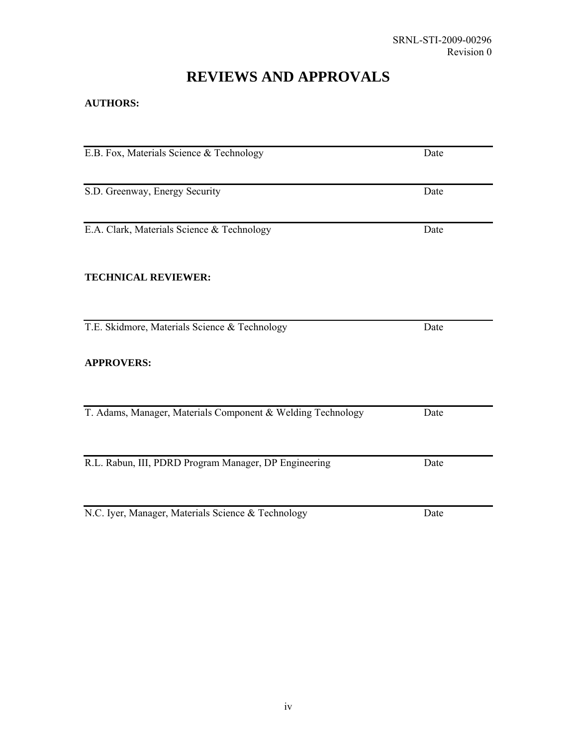# REVIEWS AND APPROVALS

**AUTHORS:**

E.B. Fox, Materials Science & Technology Date

S.D. Greenway, Energy Security Date

E.A. Clark, Materials Science & Technology Date

**TECHNICAL REVIEWER:**

T.E. Skidmore, Materials Science & Technology Date

**APPROVERS:**

T. Adams, Manager, Materials Component & Welding Technology Date

R.L. Rabun, III, PDRD Program Manager, DP Engineering Date

N.C. Iyer, Manager, Materials Science & Technology Date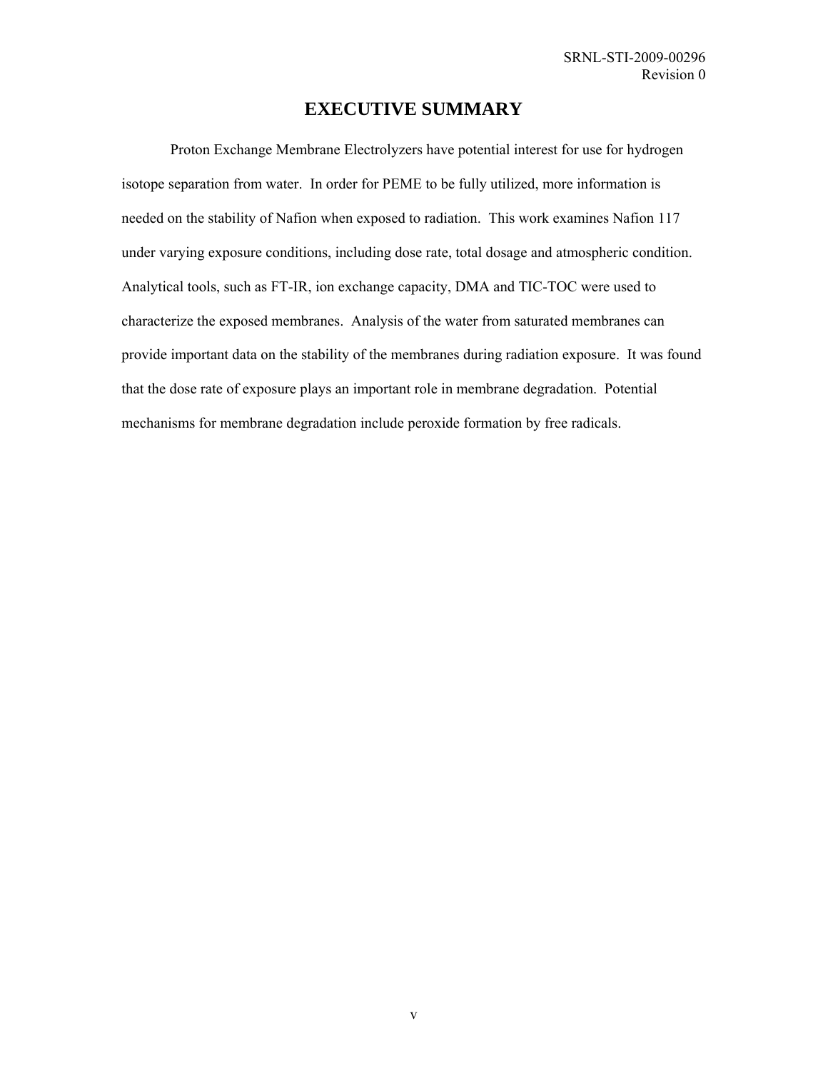# EXECUTIVE SUMMARY

Proton Exchange Membrane Electrolyzers have potential interest for use for hydrogen isotope separation from water. In order for PEME to be fully utilized, more information is needed on the stability of Nafion when exposed to radiation. This work examines Nafion 117 under varying exposure conditions, including dose rate, total dosage and atmospheric condition. Analytical tools, such as FT-IR, ion exchange capacity, DMA and TIC-TOC were used to characterize the exposed membranes. Analysis of the water from saturated membranes can provide important data on the stability of the membranes during radiation exposure. It was found that the dose rate of exposure plays an important role in membrane degradation. Potential mechanisms for membrane degradation include peroxide formation by free radicals.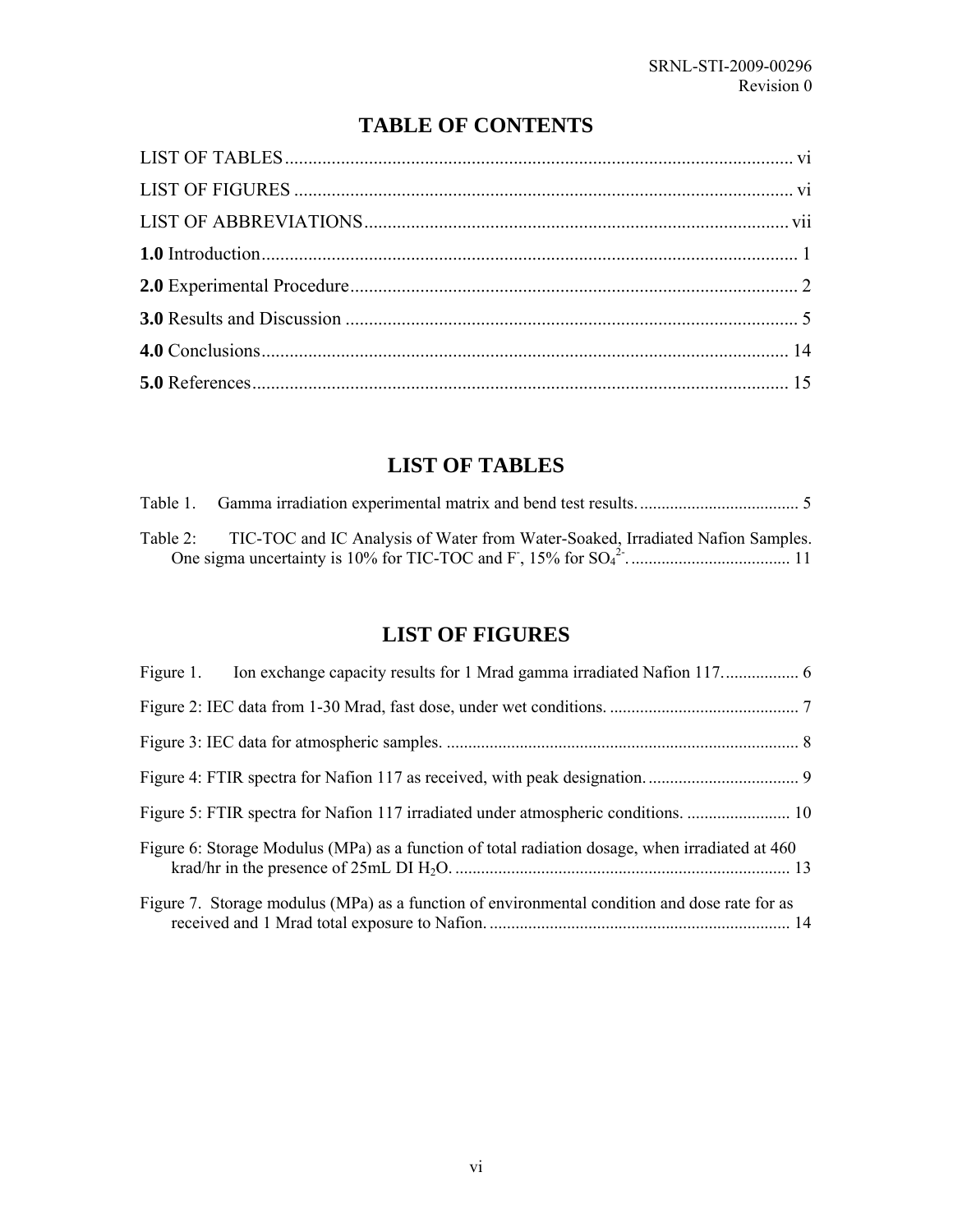# TABLE OF CONTENTS

LIST OF TABLES .......... vi

LIST OF FIGURES .......... vi

LIST OF ABBREVIATIONS .......... vii

**1.0** Introduction .......... 1

**2.0** Experimental Procedure .......... 2

**3.0** Results and Discussion .......... 5

**4.0** Conclusions .......... 14

**5.0** References .......... 15

# LIST OF TABLES

Table 1. Gamma irradiation experimental matrix and bend test results. .......... 5

Table 2: TIC-TOC and IC Analysis of Water from Water-Soaked, Irradiated Nafion Samples. One sigma uncertainty is 10% for TIC-TOC and $F^-$, 15% for $SO_4^{2-}$. .......... 11

# LIST OF FIGURES

Figure 1. Ion exchange capacity results for 1 Mrad gamma irradiated Nafion 117. .......... 6

Figure 2: IEC data from 1-30 Mrad, fast dose, under wet conditions. .......... 7

Figure 3: IEC data for atmospheric samples. .......... 8

Figure 4: FTIR spectra for Nafion 117 as received, with peak designation. .......... 9

Figure 5: FTIR spectra for Nafion 117 irradiated under atmospheric conditions. .......... 10

Figure 6: Storage Modulus (MPa) as a function of total radiation dosage, when irradiated at 460 krad/hr in the presence of 25mL DI $H_2O$. .......... 13

Figure 7. Storage modulus (MPa) as a function of environmental condition and dose rate for as received and 1 Mrad total exposure to Nafion. .......... 14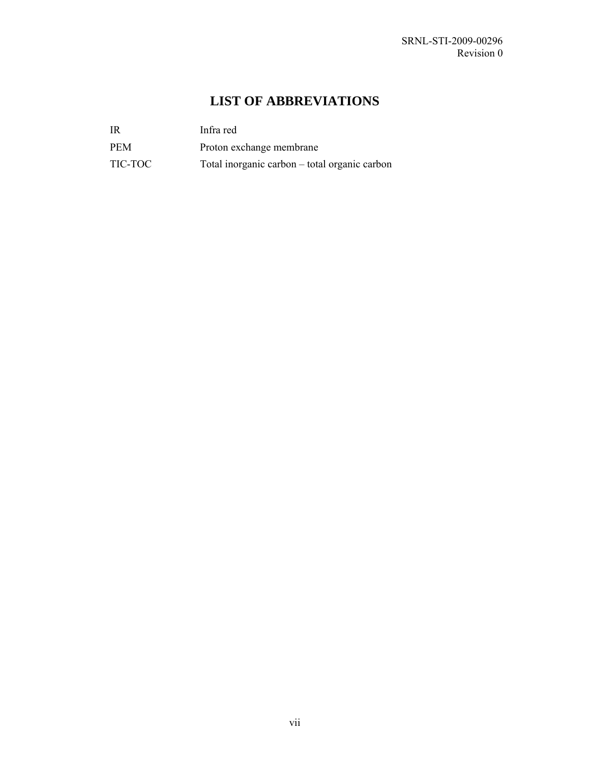# LIST OF ABBREVIATIONS

| | |
|---|---|
| IR | Infra red |
| PEM | Proton exchange membrane |
| TIC-TOC | Total inorganic carbon – total organic carbon |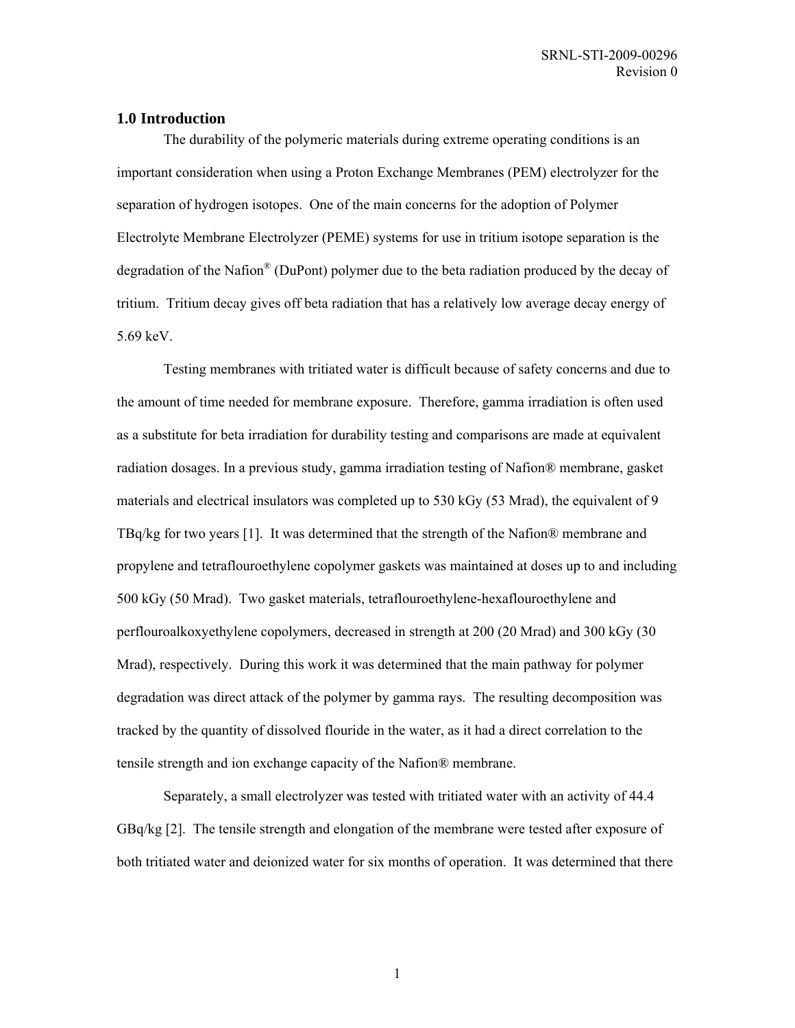## 1.0 Introduction

The durability of the polymeric materials during extreme operating conditions is an important consideration when using a Proton Exchange Membranes (PEM) electrolyzer for the separation of hydrogen isotopes. One of the main concerns for the adoption of Polymer Electrolyte Membrane Electrolyzer (PEME) systems for use in tritium isotope separation is the degradation of the Nafion® (DuPont) polymer due to the beta radiation produced by the decay of tritium. Tritium decay gives off beta radiation that has a relatively low average decay energy of 5.69 keV.

Testing membranes with tritiated water is difficult because of safety concerns and due to the amount of time needed for membrane exposure. Therefore, gamma irradiation is often used as a substitute for beta irradiation for durability testing and comparisons are made at equivalent radiation dosages. In a previous study, gamma irradiation testing of Nafion® membrane, gasket materials and electrical insulators was completed up to 530 kGy (53 Mrad), the equivalent of 9 TBq/kg for two years [1]. It was determined that the strength of the Nafion® membrane and propylene and tetraflouroethylene copolymer gaskets was maintained at doses up to and including 500 kGy (50 Mrad). Two gasket materials, tetraflouroethylene-hexaflouroethylene and perflouroalkoxyethylene copolymers, decreased in strength at 200 (20 Mrad) and 300 kGy (30 Mrad), respectively. During this work it was determined that the main pathway for polymer degradation was direct attack of the polymer by gamma rays. The resulting decomposition was tracked by the quantity of dissolved flouride in the water, as it had a direct correlation to the tensile strength and ion exchange capacity of the Nafion® membrane.

Separately, a small electrolyzer was tested with tritiated water with an activity of 44.4 GBq/kg [2]. The tensile strength and elongation of the membrane were tested after exposure of both tritiated water and deionized water for six months of operation. It was determined that there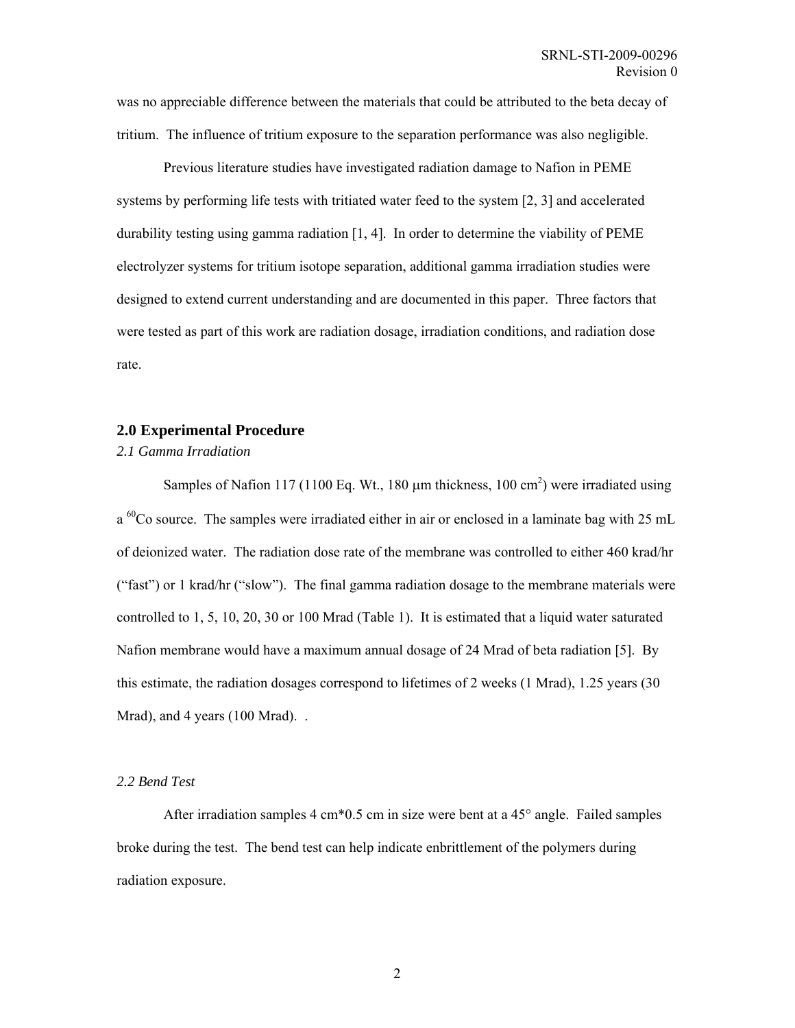was no appreciable difference between the materials that could be attributed to the beta decay of tritium. The influence of tritium exposure to the separation performance was also negligible.

Previous literature studies have investigated radiation damage to Nafion in PEME systems by performing life tests with tritiated water feed to the system [2, 3] and accelerated durability testing using gamma radiation [1, 4]. In order to determine the viability of PEME electrolyzer systems for tritium isotope separation, additional gamma irradiation studies were designed to extend current understanding and are documented in this paper. Three factors that were tested as part of this work are radiation dosage, irradiation conditions, and radiation dose rate.

## 2.0 Experimental Procedure

### *2.1 Gamma Irradiation*

Samples of Nafion 117 (1100 Eq. Wt., 180 μm thickness, 100 $cm^2$) were irradiated using a $^{60}Co$ source. The samples were irradiated either in air or enclosed in a laminate bag with 25 mL of deionized water. The radiation dose rate of the membrane was controlled to either 460 krad/hr ("fast") or 1 krad/hr ("slow"). The final gamma radiation dosage to the membrane materials were controlled to 1, 5, 10, 20, 30 or 100 Mrad (Table 1). It is estimated that a liquid water saturated Nafion membrane would have a maximum annual dosage of 24 Mrad of beta radiation [5]. By this estimate, the radiation dosages correspond to lifetimes of 2 weeks (1 Mrad), 1.25 years (30 Mrad), and 4 years (100 Mrad). .

### *2.2 Bend Test*

After irradiation samples 4 cm*0.5 cm in size were bent at a 45° angle. Failed samples broke during the test. The bend test can help indicate enbrittlement of the polymers during radiation exposure.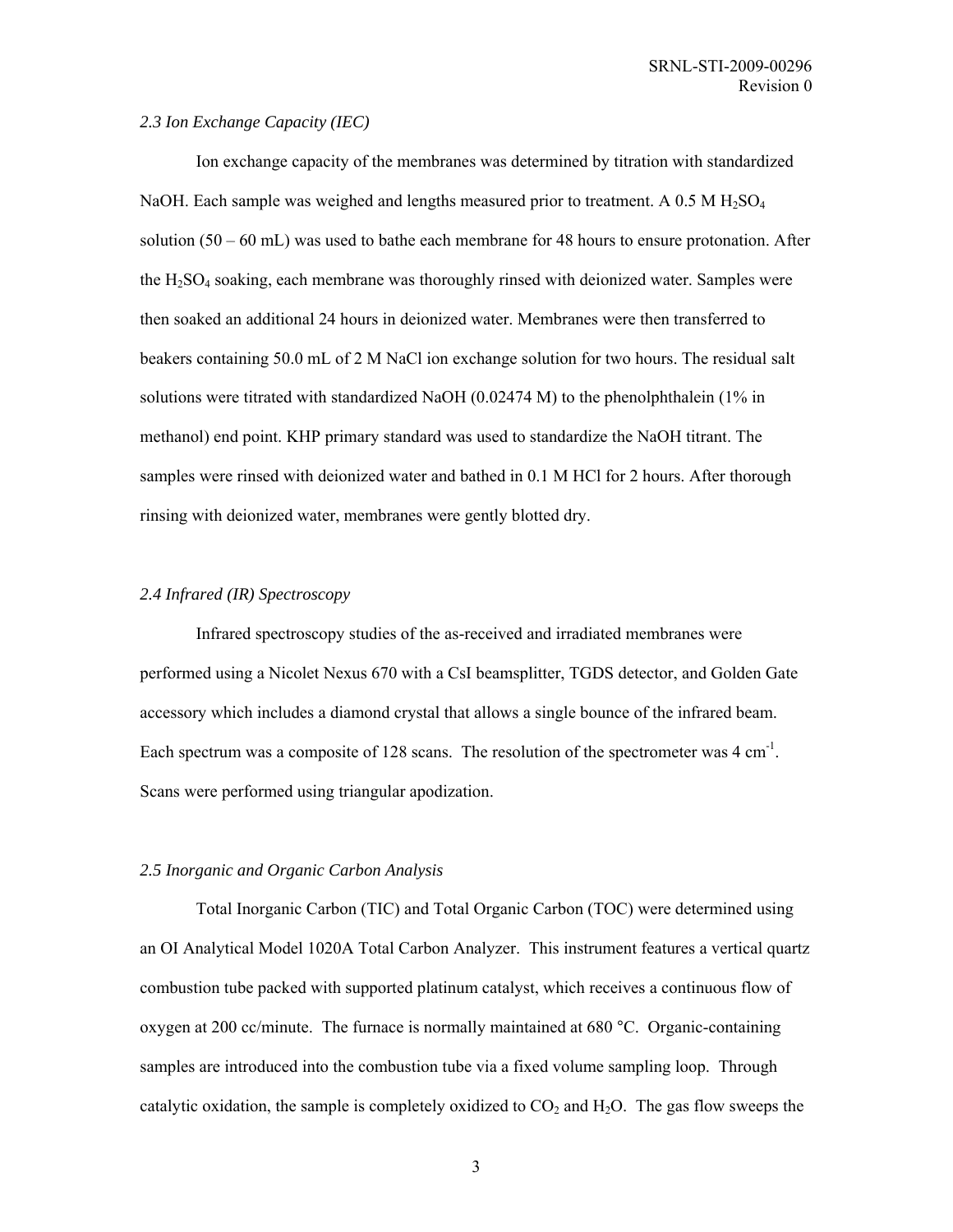### *2.3 Ion Exchange Capacity (IEC)*

Ion exchange capacity of the membranes was determined by titration with standardized NaOH. Each sample was weighed and lengths measured prior to treatment. A 0.5 M $H_2SO_4$ solution (50 – 60 mL) was used to bathe each membrane for 48 hours to ensure protonation. After the $H_2SO_4$ soaking, each membrane was thoroughly rinsed with deionized water. Samples were then soaked an additional 24 hours in deionized water. Membranes were then transferred to beakers containing 50.0 mL of 2 M NaCl ion exchange solution for two hours. The residual salt solutions were titrated with standardized NaOH (0.02474 M) to the phenolphthalein (1% in methanol) end point. KHP primary standard was used to standardize the NaOH titrant. The samples were rinsed with deionized water and bathed in 0.1 M HCl for 2 hours. After thorough rinsing with deionized water, membranes were gently blotted dry.

### *2.4 Infrared (IR) Spectroscopy*

Infrared spectroscopy studies of the as-received and irradiated membranes were performed using a Nicolet Nexus 670 with a CsI beamsplitter, TGDS detector, and Golden Gate accessory which includes a diamond crystal that allows a single bounce of the infrared beam. Each spectrum was a composite of 128 scans. The resolution of the spectrometer was 4 $cm^{-1}$. Scans were performed using triangular apodization.

### *2.5 Inorganic and Organic Carbon Analysis*

Total Inorganic Carbon (TIC) and Total Organic Carbon (TOC) were determined using an OI Analytical Model 1020A Total Carbon Analyzer. This instrument features a vertical quartz combustion tube packed with supported platinum catalyst, which receives a continuous flow of oxygen at 200 cc/minute. The furnace is normally maintained at 680 °C. Organic-containing samples are introduced into the combustion tube via a fixed volume sampling loop. Through catalytic oxidation, the sample is completely oxidized to $CO_2$ and $H_2O$. The gas flow sweeps the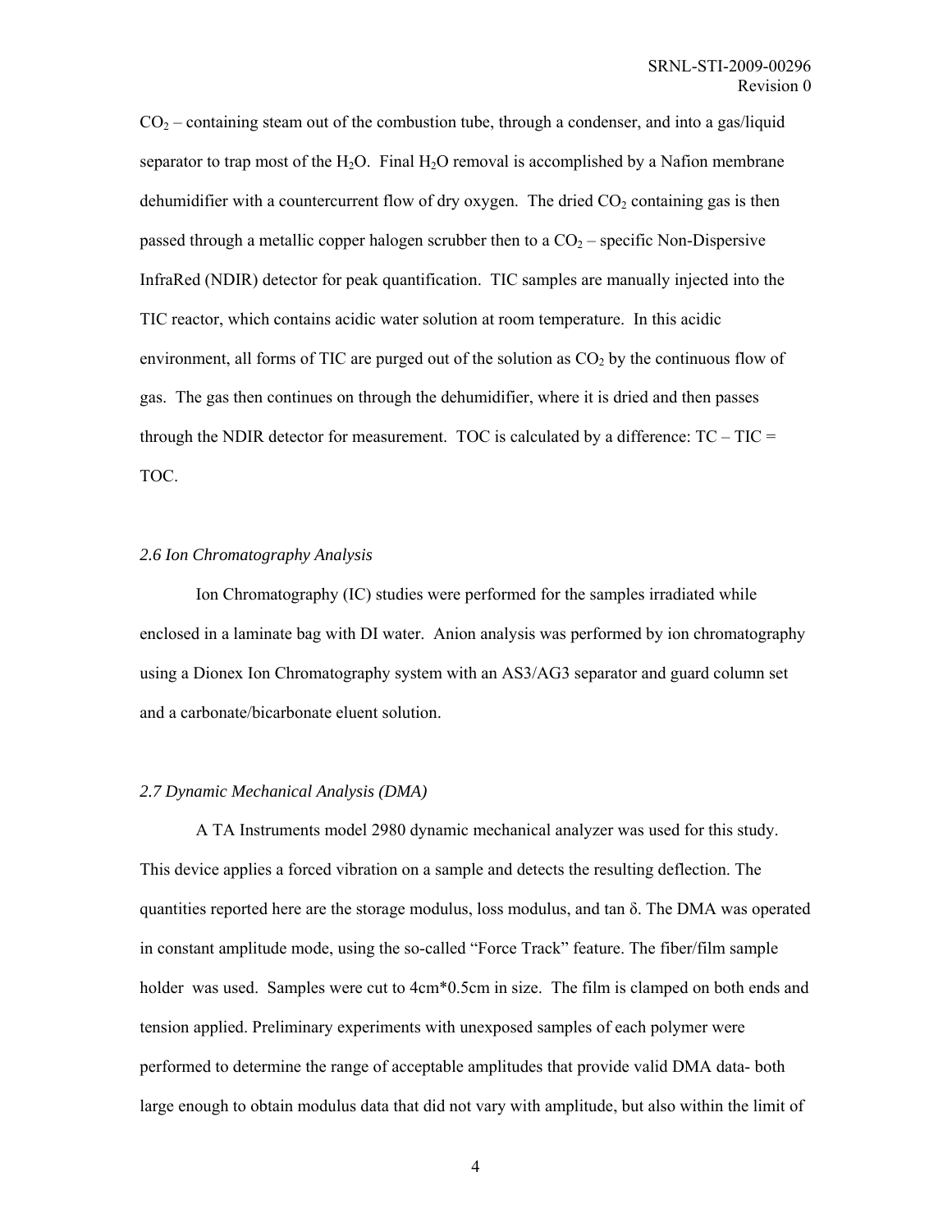$CO_2$ – containing steam out of the combustion tube, through a condenser, and into a gas/liquid separator to trap most of the $H_2O$. Final $H_2O$ removal is accomplished by a Nafion membrane dehumidifier with a countercurrent flow of dry oxygen. The dried $CO_2$ containing gas is then passed through a metallic copper halogen scrubber then to a $CO_2$ – specific Non-Dispersive InfraRed (NDIR) detector for peak quantification. TIC samples are manually injected into the TIC reactor, which contains acidic water solution at room temperature. In this acidic environment, all forms of TIC are purged out of the solution as $CO_2$ by the continuous flow of gas. The gas then continues on through the dehumidifier, where it is dried and then passes through the NDIR detector for measurement. TOC is calculated by a difference: TC – TIC = TOC.

### *2.6 Ion Chromatography Analysis*

Ion Chromatography (IC) studies were performed for the samples irradiated while enclosed in a laminate bag with DI water. Anion analysis was performed by ion chromatography using a Dionex Ion Chromatography system with an AS3/AG3 separator and guard column set and a carbonate/bicarbonate eluent solution.

### *2.7 Dynamic Mechanical Analysis (DMA)*

A TA Instruments model 2980 dynamic mechanical analyzer was used for this study. This device applies a forced vibration on a sample and detects the resulting deflection. The quantities reported here are the storage modulus, loss modulus, and tan $\delta$. The DMA was operated in constant amplitude mode, using the so-called "Force Track" feature. The fiber/film sample holder was used. Samples were cut to 4cm*0.5cm in size. The film is clamped on both ends and tension applied. Preliminary experiments with unexposed samples of each polymer were performed to determine the range of acceptable amplitudes that provide valid DMA data- both large enough to obtain modulus data that did not vary with amplitude, but also within the limit of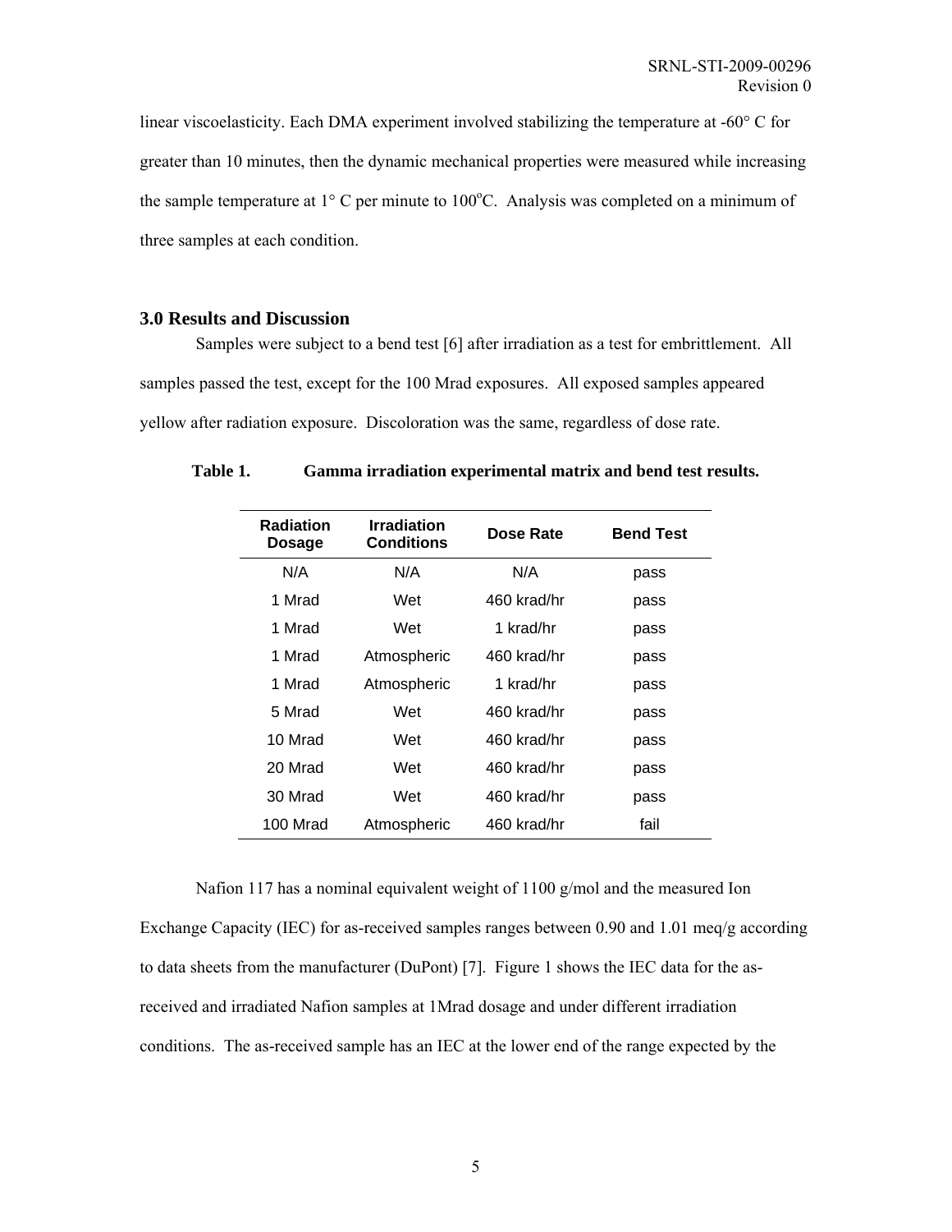linear viscoelasticity. Each DMA experiment involved stabilizing the temperature at -60° C for greater than 10 minutes, then the dynamic mechanical properties were measured while increasing the sample temperature at 1° C per minute to 100°C. Analysis was completed on a minimum of three samples at each condition.

## 3.0 Results and Discussion

Samples were subject to a bend test [6] after irradiation as a test for embrittlement. All samples passed the test, except for the 100 Mrad exposures. All exposed samples appeared yellow after radiation exposure. Discoloration was the same, regardless of dose rate.

**Table 1. Gamma irradiation experimental matrix and bend test results.**

| Radiation Dosage | Irradiation Conditions | Dose Rate | Bend Test |
|---|---|---|---|
| N/A | N/A | N/A | pass |
| 1 Mrad | Wet | 460 krad/hr | pass |
| 1 Mrad | Wet | 1 krad/hr | pass |
| 1 Mrad | Atmospheric | 460 krad/hr | pass |
| 1 Mrad | Atmospheric | 1 krad/hr | pass |
| 5 Mrad | Wet | 460 krad/hr | pass |
| 10 Mrad | Wet | 460 krad/hr | pass |
| 20 Mrad | Wet | 460 krad/hr | pass |
| 30 Mrad | Wet | 460 krad/hr | pass |
| 100 Mrad | Atmospheric | 460 krad/hr | fail |

Nafion 117 has a nominal equivalent weight of 1100 g/mol and the measured Ion Exchange Capacity (IEC) for as-received samples ranges between 0.90 and 1.01 meq/g according to data sheets from the manufacturer (DuPont) [7]. Figure 1 shows the IEC data for the as-received and irradiated Nafion samples at 1Mrad dosage and under different irradiation conditions. The as-received sample has an IEC at the lower end of the range expected by the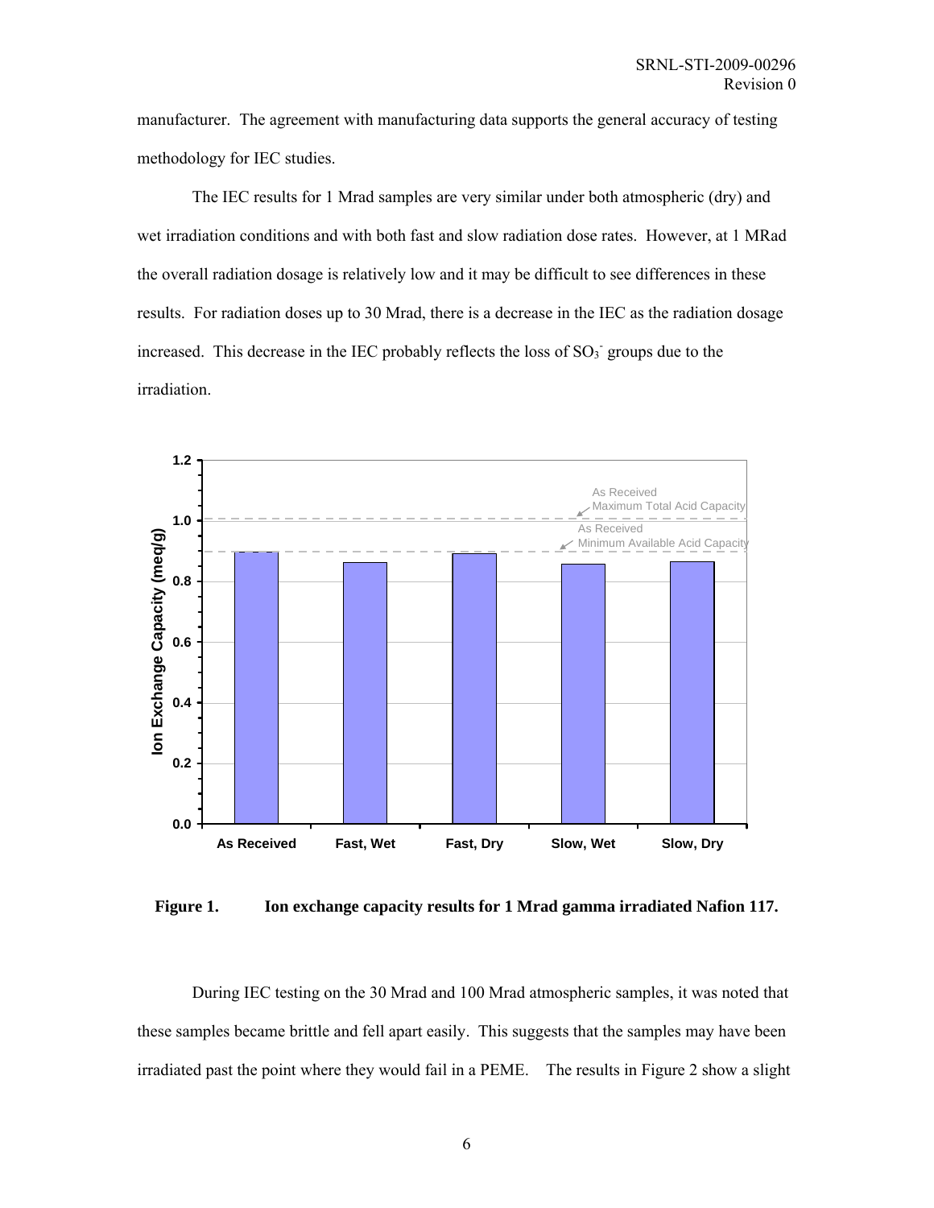manufacturer. The agreement with manufacturing data supports the general accuracy of testing methodology for IEC studies.

The IEC results for 1 Mrad samples are very similar under both atmospheric (dry) and wet irradiation conditions and with both fast and slow radiation dose rates. However, at 1 MRad the overall radiation dosage is relatively low and it may be difficult to see differences in these results. For radiation doses up to 30 Mrad, there is a decrease in the IEC as the radiation dosage increased. This decrease in the IEC probably reflects the loss of $SO_3^-$ groups due to the irradiation.

**Figure 1. Ion exchange capacity results for 1 Mrad gamma irradiated Nafion 117.**

During IEC testing on the 30 Mrad and 100 Mrad atmospheric samples, it was noted that these samples became brittle and fell apart easily. This suggests that the samples may have been irradiated past the point where they would fail in a PEME. The results in Figure 2 show a slight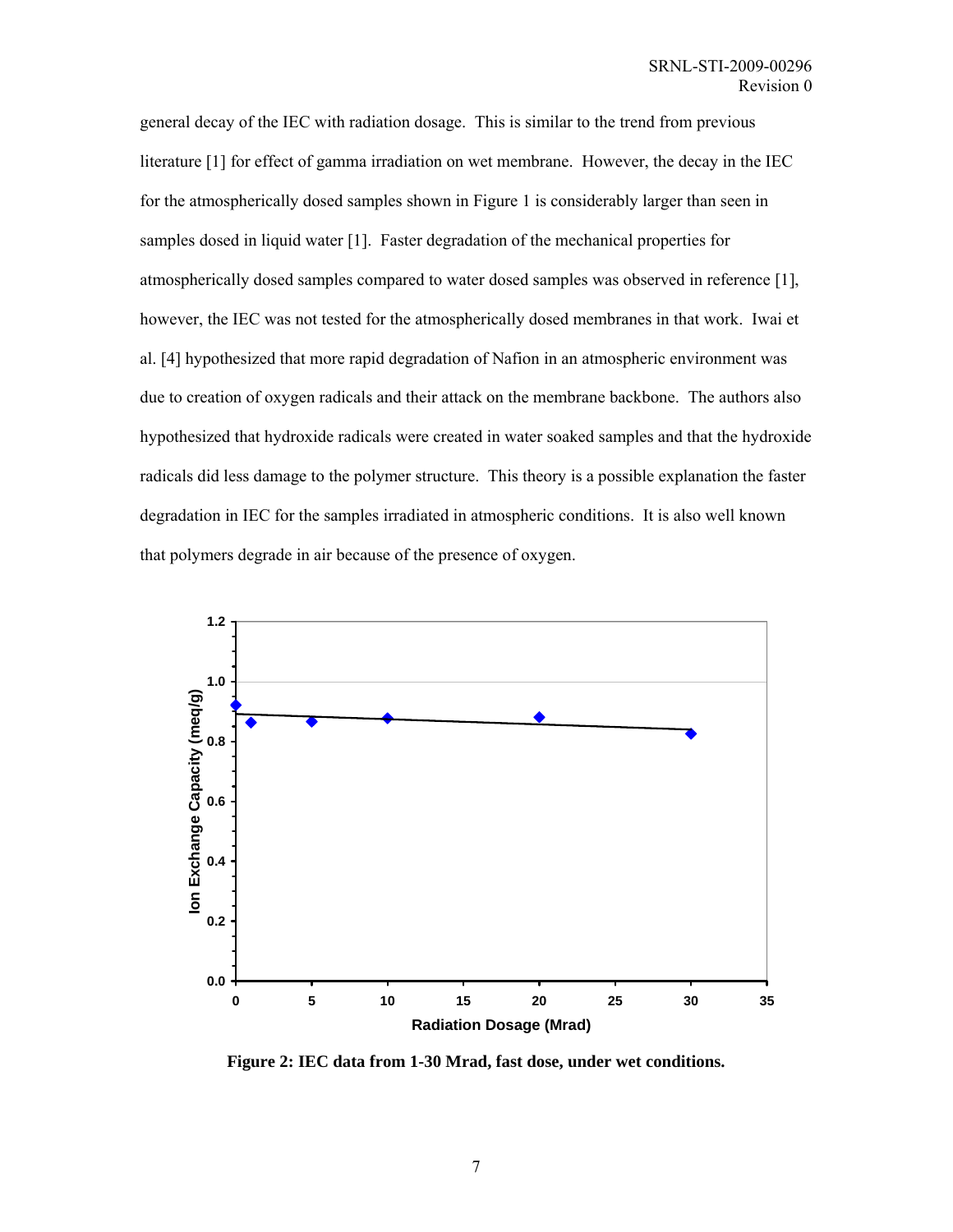general decay of the IEC with radiation dosage. This is similar to the trend from previous literature [1] for effect of gamma irradiation on wet membrane. However, the decay in the IEC for the atmospherically dosed samples shown in Figure 1 is considerably larger than seen in samples dosed in liquid water [1]. Faster degradation of the mechanical properties for atmospherically dosed samples compared to water dosed samples was observed in reference [1], however, the IEC was not tested for the atmospherically dosed membranes in that work. Iwai et al. [4] hypothesized that more rapid degradation of Nafion in an atmospheric environment was due to creation of oxygen radicals and their attack on the membrane backbone. The authors also hypothesized that hydroxide radicals were created in water soaked samples and that the hydroxide radicals did less damage to the polymer structure. This theory is a possible explanation the faster degradation in IEC for the samples irradiated in atmospheric conditions. It is also well known that polymers degrade in air because of the presence of oxygen.

**Figure 2: IEC data from 1-30 Mrad, fast dose, under wet conditions.**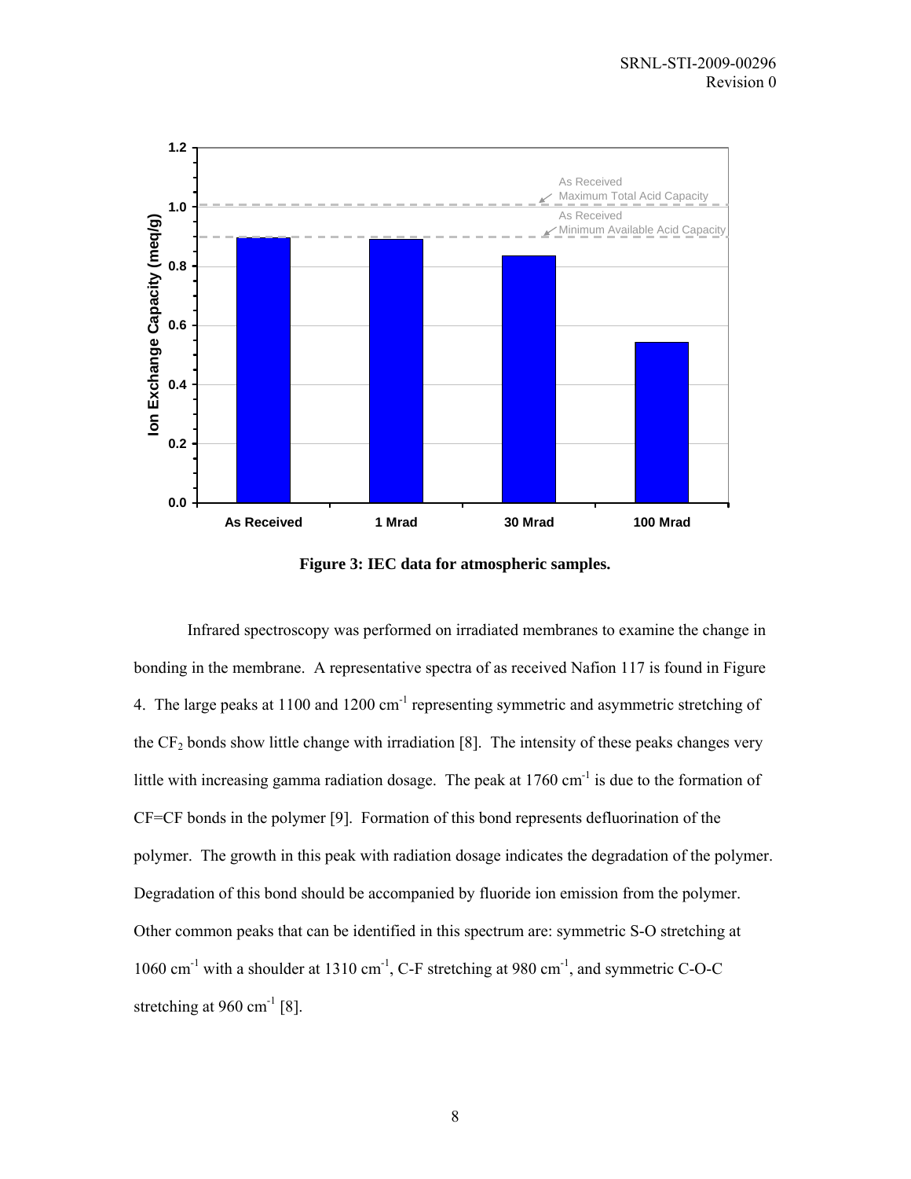**Figure 3: IEC data for atmospheric samples.**

Infrared spectroscopy was performed on irradiated membranes to examine the change in bonding in the membrane. A representative spectra of as received Nafion 117 is found in Figure 4. The large peaks at 1100 and 1200 $cm^{-1}$ representing symmetric and asymmetric stretching of the $CF_2$ bonds show little change with irradiation [8]. The intensity of these peaks changes very little with increasing gamma radiation dosage. The peak at 1760 $cm^{-1}$ is due to the formation of CF=CF bonds in the polymer [9]. Formation of this bond represents defluorination of the polymer. The growth in this peak with radiation dosage indicates the degradation of the polymer. Degradation of this bond should be accompanied by fluoride ion emission from the polymer. Other common peaks that can be identified in this spectrum are: symmetric S-O stretching at 1060 $cm^{-1}$ with a shoulder at 1310 $cm^{-1}$, C-F stretching at 980 $cm^{-1}$, and symmetric C-O-C stretching at 960 $cm^{-1}$ [8].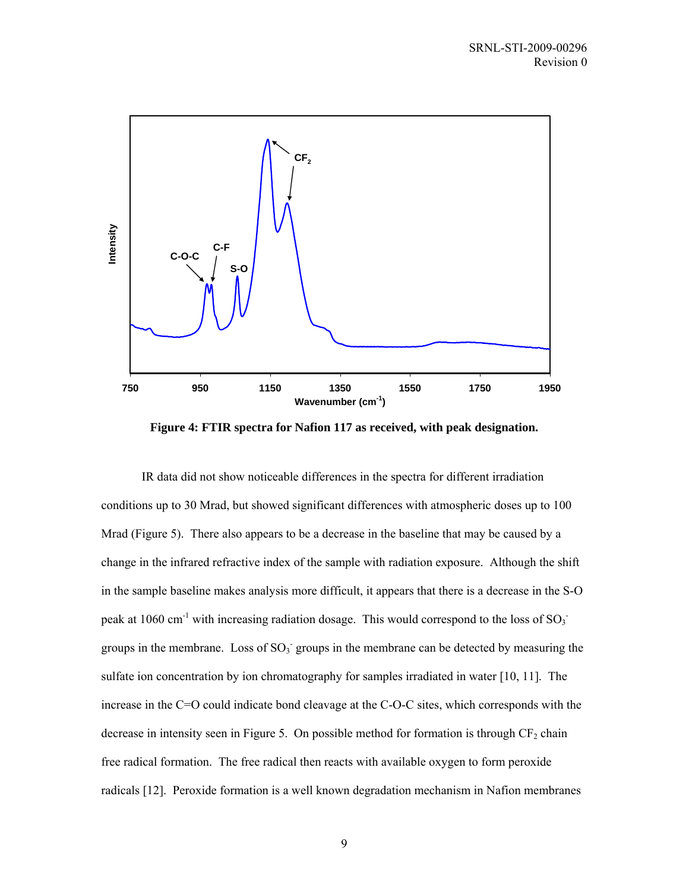Figure 4: FTIR spectra for Nafion 117 as received, with peak designation.

IR data did not show noticeable differences in the spectra for different irradiation conditions up to 30 Mrad, but showed significant differences with atmospheric doses up to 100 Mrad (Figure 5). There also appears to be a decrease in the baseline that may be caused by a change in the infrared refractive index of the sample with radiation exposure. Although the shift in the sample baseline makes analysis more difficult, it appears that there is a decrease in the S-O peak at 1060 $cm^{-1}$ with increasing radiation dosage. This would correspond to the loss of $SO_3^-$ groups in the membrane. Loss of $SO_3^-$ groups in the membrane can be detected by measuring the sulfate ion concentration by ion chromatography for samples irradiated in water [10, 11]. The increase in the C=O could indicate bond cleavage at the C-O-C sites, which corresponds with the decrease in intensity seen in Figure 5. On possible method for formation is through $CF_2$ chain free radical formation. The free radical then reacts with available oxygen to form peroxide radicals [12]. Peroxide formation is a well known degradation mechanism in Nafion membranes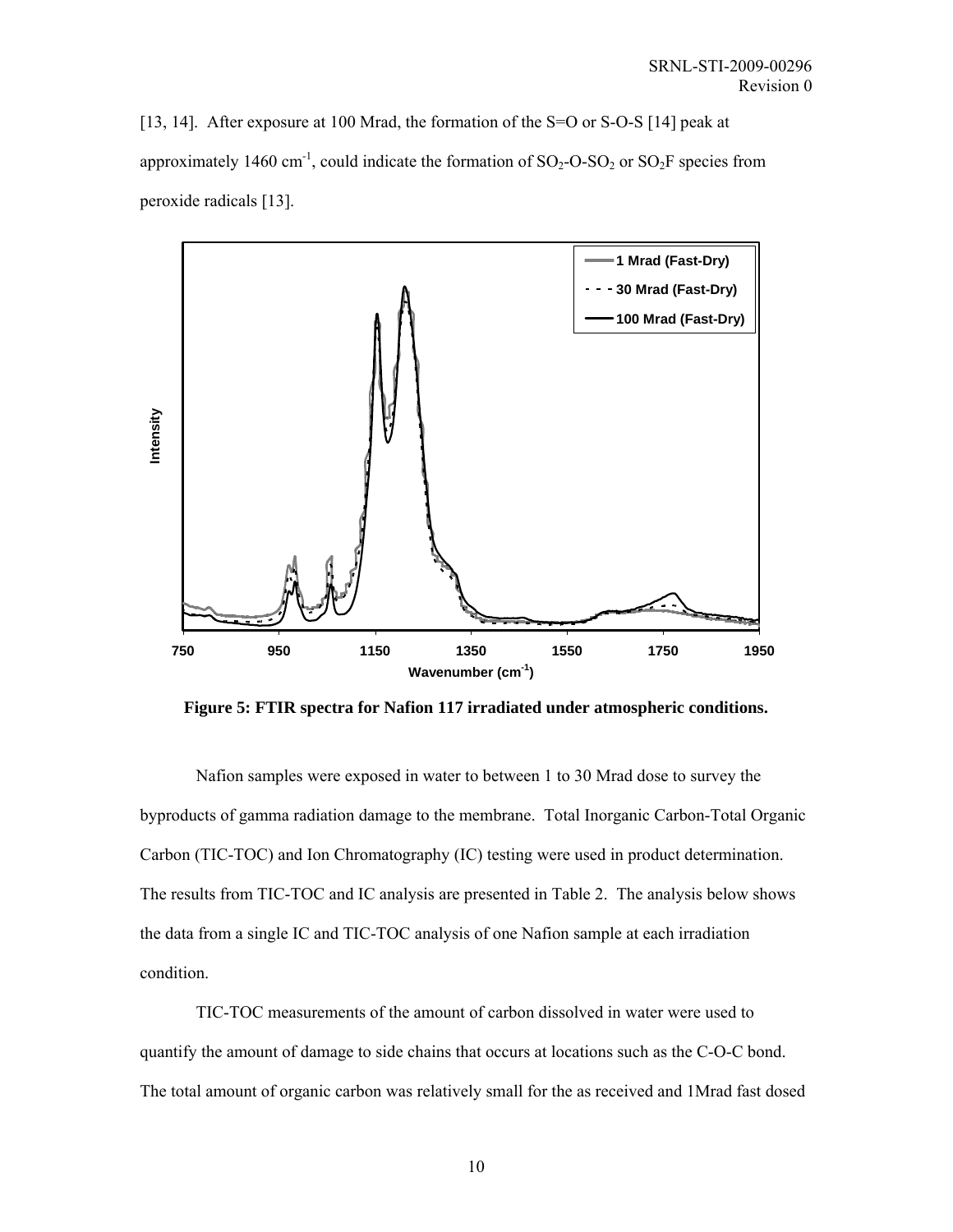[13, 14]. After exposure at 100 Mrad, the formation of the S=O or S-O-S [14] peak at approximately 1460 $cm^{-1}$, could indicate the formation of $SO_2$-O-$SO_2$ or $SO_2F$ species from peroxide radicals [13].

**Figure 5: FTIR spectra for Nafion 117 irradiated under atmospheric conditions.**

Nafion samples were exposed in water to between 1 to 30 Mrad dose to survey the byproducts of gamma radiation damage to the membrane. Total Inorganic Carbon-Total Organic Carbon (TIC-TOC) and Ion Chromatography (IC) testing were used in product determination. The results from TIC-TOC and IC analysis are presented in Table 2. The analysis below shows the data from a single IC and TIC-TOC analysis of one Nafion sample at each irradiation condition.

TIC-TOC measurements of the amount of carbon dissolved in water were used to quantify the amount of damage to side chains that occurs at locations such as the C-O-C bond. The total amount of organic carbon was relatively small for the as received and 1Mrad fast dosed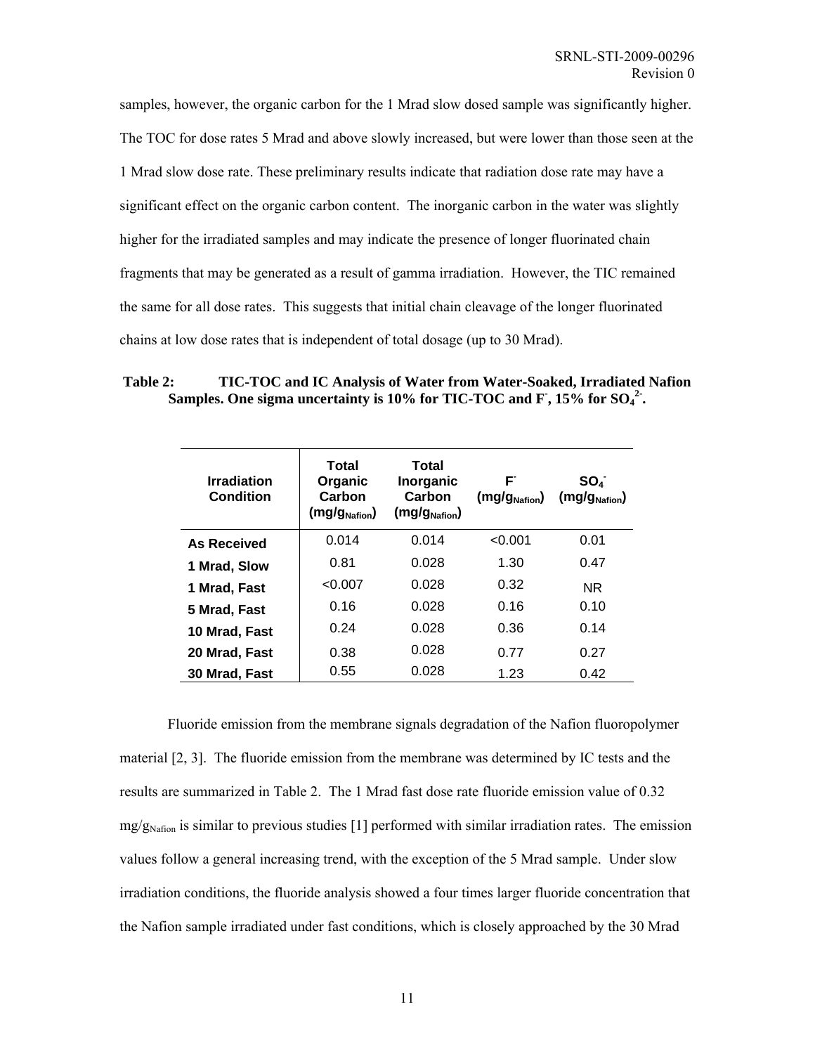samples, however, the organic carbon for the 1 Mrad slow dosed sample was significantly higher. The TOC for dose rates 5 Mrad and above slowly increased, but were lower than those seen at the 1 Mrad slow dose rate. These preliminary results indicate that radiation dose rate may have a significant effect on the organic carbon content. The inorganic carbon in the water was slightly higher for the irradiated samples and may indicate the presence of longer fluorinated chain fragments that may be generated as a result of gamma irradiation. However, the TIC remained the same for all dose rates. This suggests that initial chain cleavage of the longer fluorinated chains at low dose rates that is independent of total dosage (up to 30 Mrad).

**Table 2: TIC-TOC and IC Analysis of Water from Water-Soaked, Irradiated Nafion Samples. One sigma uncertainty is 10% for TIC-TOC and $F^-$, 15% for $SO_4^{2-}$.**

| Irradiation Condition | Total Organic Carbon ($mg/g_{Nafion}$) | Total Inorganic Carbon ($mg/g_{Nafion}$) | $F^-$ ($mg/g_{Nafion}$) | $SO_4^-$ ($mg/g_{Nafion}$) |
|---|---|---|---|---|
| **As Received** | 0.014 | 0.014 | <0.001 | 0.01 |
| **1 Mrad, Slow** | 0.81 | 0.028 | 1.30 | 0.47 |
| **1 Mrad, Fast** | <0.007 | 0.028 | 0.32 | NR |
| **5 Mrad, Fast** | 0.16 | 0.028 | 0.16 | 0.10 |
| **10 Mrad, Fast** | 0.24 | 0.028 | 0.36 | 0.14 |
| **20 Mrad, Fast** | 0.38 | 0.028 | 0.77 | 0.27 |
| **30 Mrad, Fast** | 0.55 | 0.028 | 1.23 | 0.42 |

Fluoride emission from the membrane signals degradation of the Nafion fluoropolymer material [2, 3]. The fluoride emission from the membrane was determined by IC tests and the results are summarized in Table 2. The 1 Mrad fast dose rate fluoride emission value of 0.32 $mg/g_{Nafion}$ is similar to previous studies [1] performed with similar irradiation rates. The emission values follow a general increasing trend, with the exception of the 5 Mrad sample. Under slow irradiation conditions, the fluoride analysis showed a four times larger fluoride concentration that the Nafion sample irradiated under fast conditions, which is closely approached by the 30 Mrad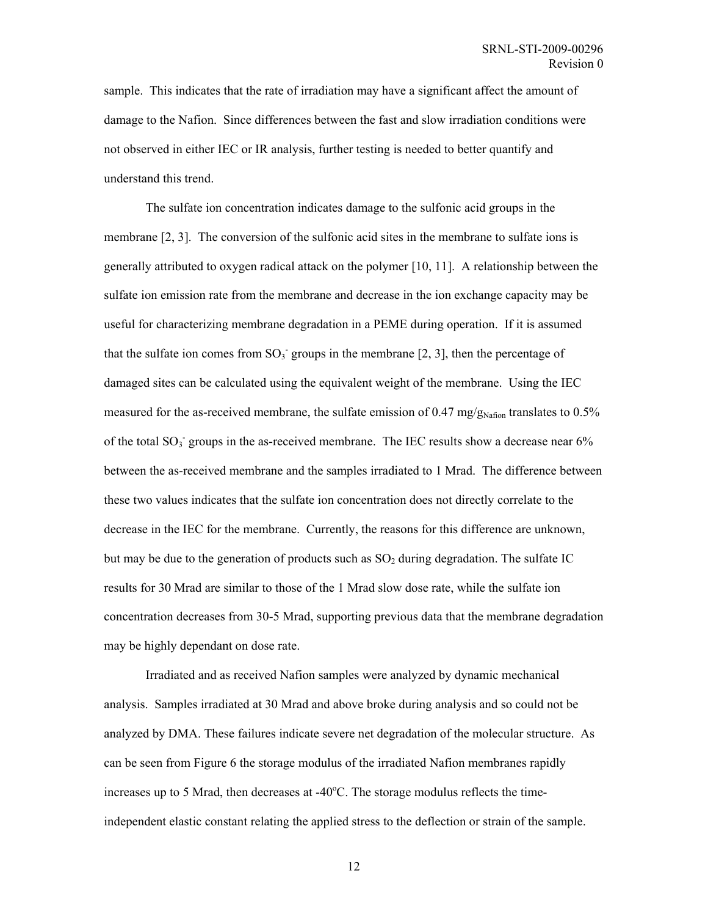sample. This indicates that the rate of irradiation may have a significant affect the amount of damage to the Nafion. Since differences between the fast and slow irradiation conditions were not observed in either IEC or IR analysis, further testing is needed to better quantify and understand this trend.

The sulfate ion concentration indicates damage to the sulfonic acid groups in the membrane [2, 3]. The conversion of the sulfonic acid sites in the membrane to sulfate ions is generally attributed to oxygen radical attack on the polymer [10, 11]. A relationship between the sulfate ion emission rate from the membrane and decrease in the ion exchange capacity may be useful for characterizing membrane degradation in a PEME during operation. If it is assumed that the sulfate ion comes from $SO_3^-$ groups in the membrane [2, 3], then the percentage of damaged sites can be calculated using the equivalent weight of the membrane. Using the IEC measured for the as-received membrane, the sulfate emission of 0.47 $mg/g_{Nafion}$ translates to 0.5% of the total $SO_3^-$ groups in the as-received membrane. The IEC results show a decrease near 6% between the as-received membrane and the samples irradiated to 1 Mrad. The difference between these two values indicates that the sulfate ion concentration does not directly correlate to the decrease in the IEC for the membrane. Currently, the reasons for this difference are unknown, but may be due to the generation of products such as $SO_2$ during degradation. The sulfate IC results for 30 Mrad are similar to those of the 1 Mrad slow dose rate, while the sulfate ion concentration decreases from 30-5 Mrad, supporting previous data that the membrane degradation may be highly dependant on dose rate.

Irradiated and as received Nafion samples were analyzed by dynamic mechanical analysis. Samples irradiated at 30 Mrad and above broke during analysis and so could not be analyzed by DMA. These failures indicate severe net degradation of the molecular structure. As can be seen from Figure 6 the storage modulus of the irradiated Nafion membranes rapidly increases up to 5 Mrad, then decreases at -40$^{o}$C. The storage modulus reflects the time-independent elastic constant relating the applied stress to the deflection or strain of the sample.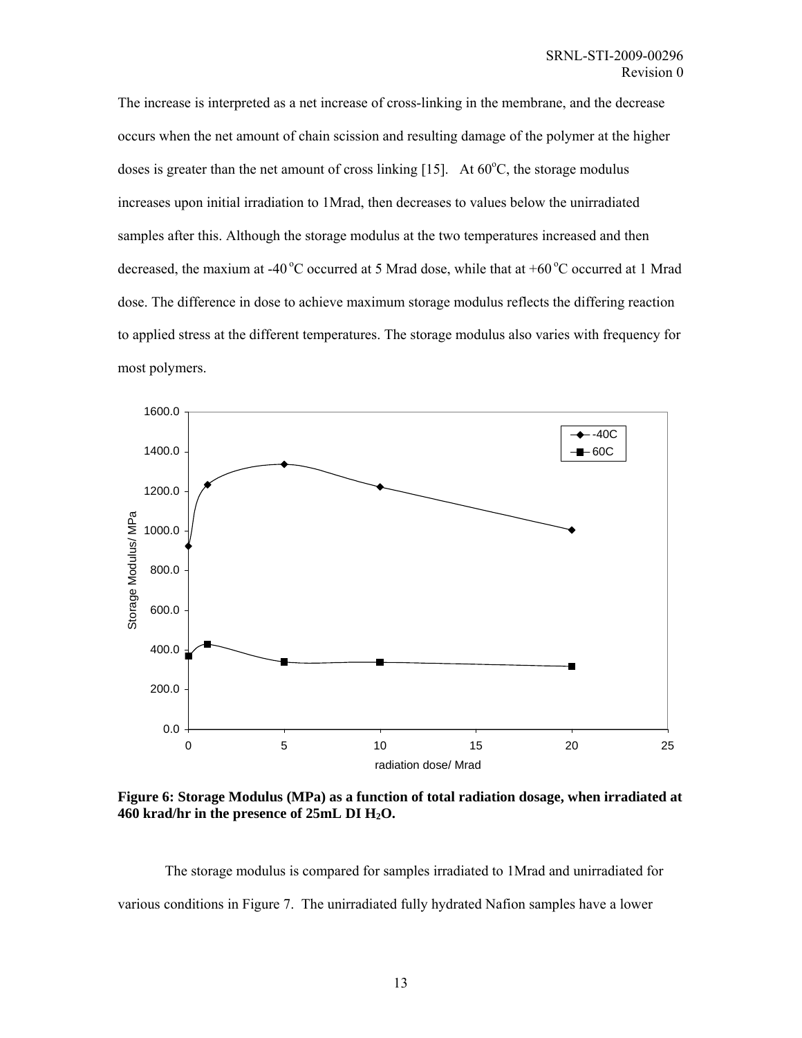The increase is interpreted as a net increase of cross-linking in the membrane, and the decrease occurs when the net amount of chain scission and resulting damage of the polymer at the higher doses is greater than the net amount of cross linking [15]. At 60°C, the storage modulus increases upon initial irradiation to 1Mrad, then decreases to values below the unirradiated samples after this. Although the storage modulus at the two temperatures increased and then decreased, the maxium at -40 °C occurred at 5 Mrad dose, while that at +60 °C occurred at 1 Mrad dose. The difference in dose to achieve maximum storage modulus reflects the differing reaction to applied stress at the different temperatures. The storage modulus also varies with frequency for most polymers.

**Figure 6: Storage Modulus (MPa) as a function of total radiation dosage, when irradiated at 460 krad/hr in the presence of 25mL DI $H_2O$.**

The storage modulus is compared for samples irradiated to 1Mrad and unirradiated for various conditions in Figure 7. The unirradiated fully hydrated Nafion samples have a lower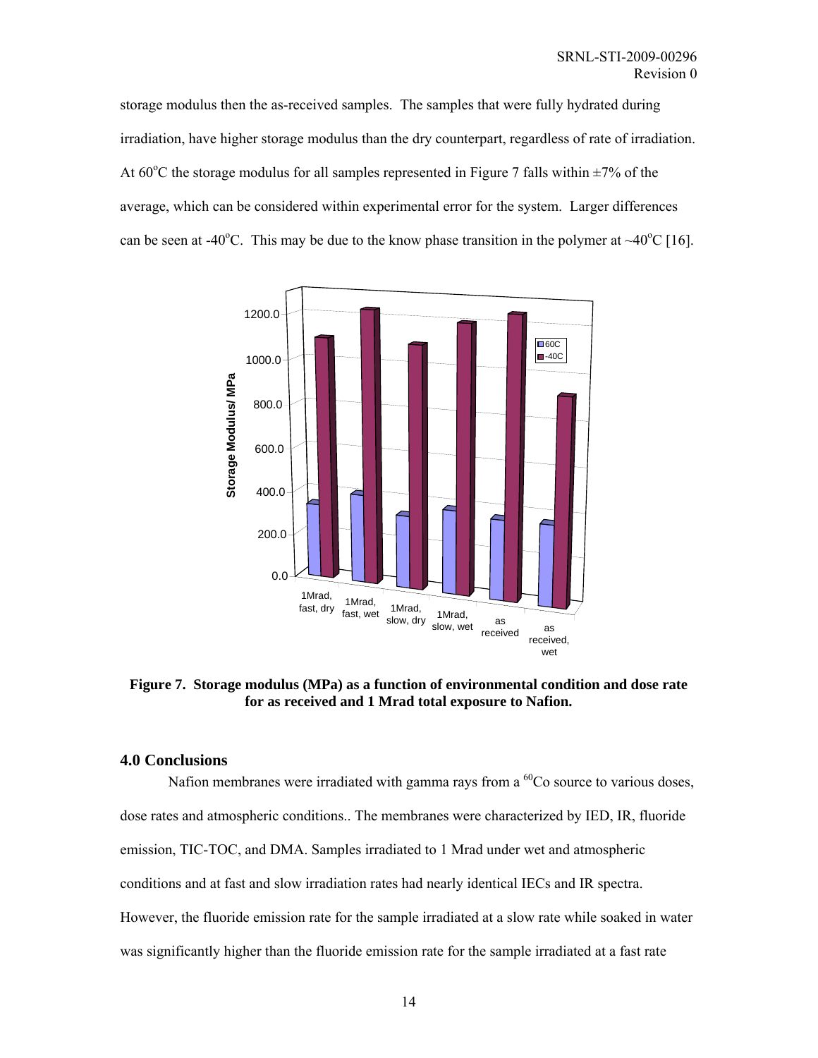storage modulus then the as-received samples. The samples that were fully hydrated during irradiation, have higher storage modulus than the dry counterpart, regardless of rate of irradiation. At 60°C the storage modulus for all samples represented in Figure 7 falls within ±7% of the average, which can be considered within experimental error for the system. Larger differences can be seen at -40°C. This may be due to the know phase transition in the polymer at ~40°C [16].

**Figure 7. Storage modulus (MPa) as a function of environmental condition and dose rate for as received and 1 Mrad total exposure to Nafion.**

## 4.0 Conclusions

Nafion membranes were irradiated with gamma rays from a $^{60}$Co source to various doses, dose rates and atmospheric conditions.. The membranes were characterized by IED, IR, fluoride emission, TIC-TOC, and DMA. Samples irradiated to 1 Mrad under wet and atmospheric conditions and at fast and slow irradiation rates had nearly identical IECs and IR spectra. However, the fluoride emission rate for the sample irradiated at a slow rate while soaked in water was significantly higher than the fluoride emission rate for the sample irradiated at a fast rate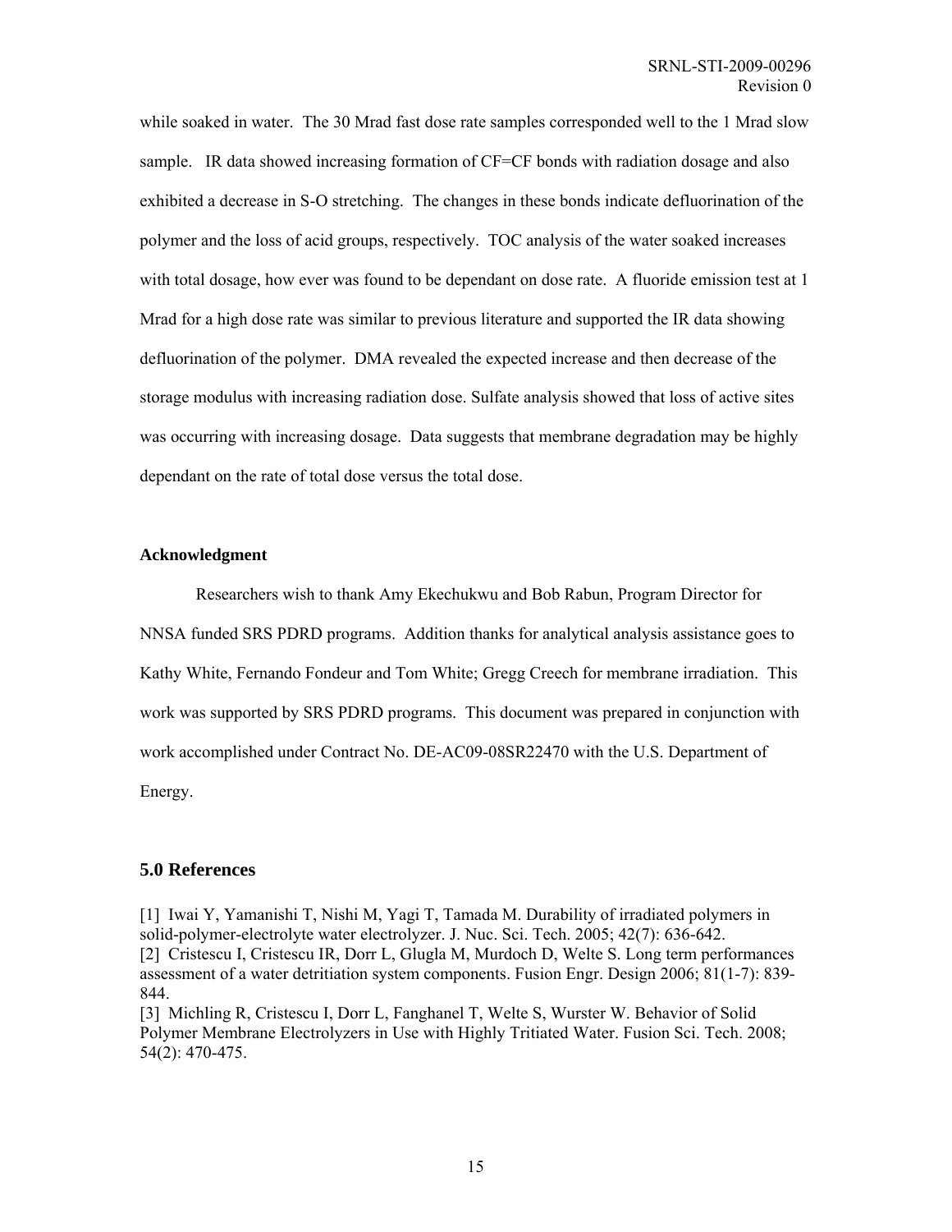while soaked in water. The 30 Mrad fast dose rate samples corresponded well to the 1 Mrad slow sample. IR data showed increasing formation of CF=CF bonds with radiation dosage and also exhibited a decrease in S-O stretching. The changes in these bonds indicate defluorination of the polymer and the loss of acid groups, respectively. TOC analysis of the water soaked increases with total dosage, how ever was found to be dependant on dose rate. A fluoride emission test at 1 Mrad for a high dose rate was similar to previous literature and supported the IR data showing defluorination of the polymer. DMA revealed the expected increase and then decrease of the storage modulus with increasing radiation dose. Sulfate analysis showed that loss of active sites was occurring with increasing dosage. Data suggests that membrane degradation may be highly dependant on the rate of total dose versus the total dose.

**Acknowledgment**

Researchers wish to thank Amy Ekechukwu and Bob Rabun, Program Director for NNSA funded SRS PDRD programs. Addition thanks for analytical analysis assistance goes to Kathy White, Fernando Fondeur and Tom White; Gregg Creech for membrane irradiation. This work was supported by SRS PDRD programs. This document was prepared in conjunction with work accomplished under Contract No. DE-AC09-08SR22470 with the U.S. Department of Energy.

## 5.0 References

[1] Iwai Y, Yamanishi T, Nishi M, Yagi T, Tamada M. Durability of irradiated polymers in solid-polymer-electrolyte water electrolyzer. J. Nuc. Sci. Tech. 2005; 42(7): 636-642.
[2] Cristescu I, Cristescu IR, Dorr L, Glugla M, Murdoch D, Welte S. Long term performances assessment of a water detritiation system components. Fusion Engr. Design 2006; 81(1-7): 839-844.
[3] Michling R, Cristescu I, Dorr L, Fanghanel T, Welte S, Wurster W. Behavior of Solid Polymer Membrane Electrolyzers in Use with Highly Tritiated Water. Fusion Sci. Tech. 2008; 54(2): 470-475.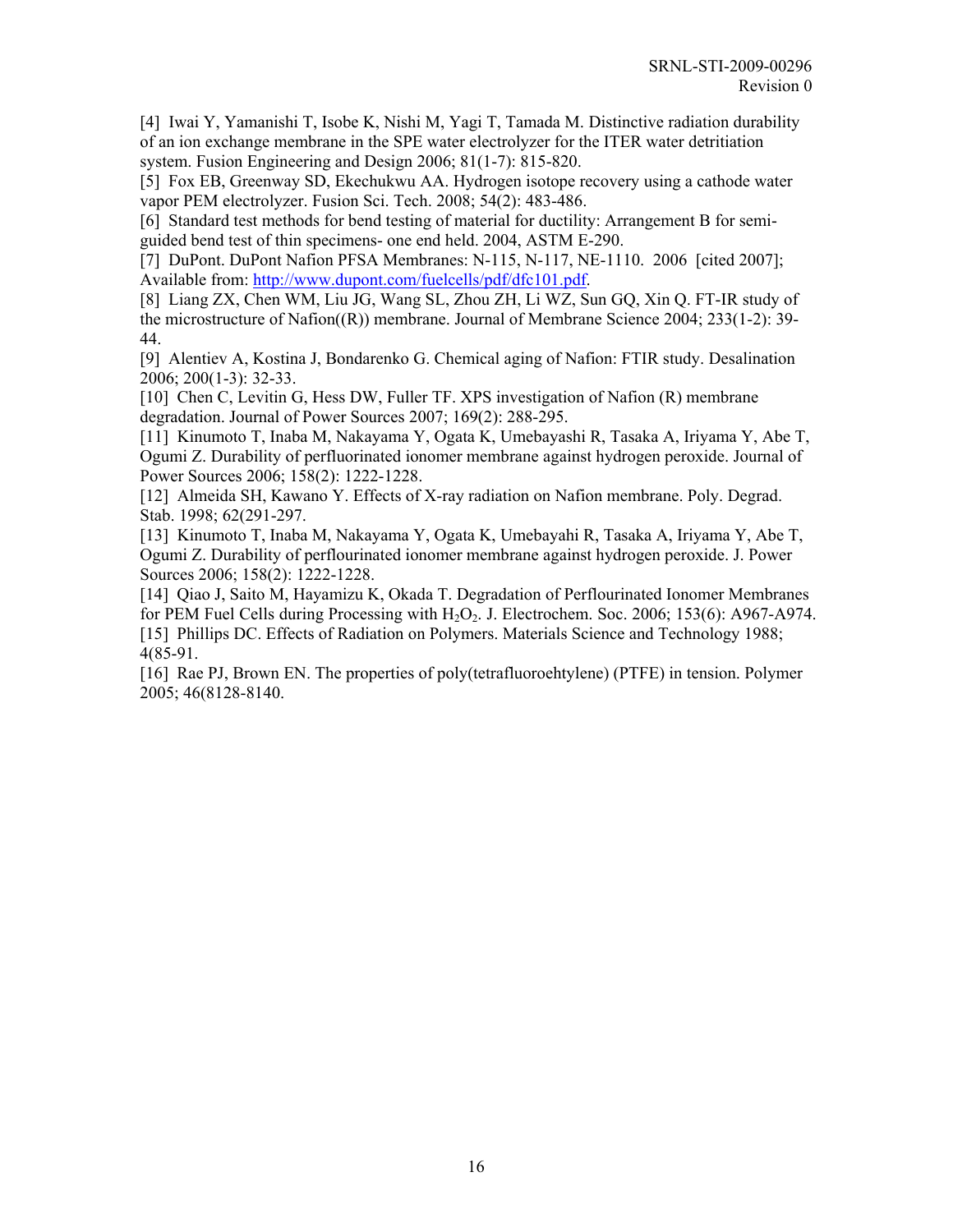[4] Iwai Y, Yamanishi T, Isobe K, Nishi M, Yagi T, Tamada M. Distinctive radiation durability of an ion exchange membrane in the SPE water electrolyzer for the ITER water detritiation system. Fusion Engineering and Design 2006; 81(1-7): 815-820.

[5] Fox EB, Greenway SD, Ekechukwu AA. Hydrogen isotope recovery using a cathode water vapor PEM electrolyzer. Fusion Sci. Tech. 2008; 54(2): 483-486.

[6] Standard test methods for bend testing of material for ductility: Arrangement B for semi-guided bend test of thin specimens- one end held. 2004, ASTM E-290.

[7] DuPont. DuPont Nafion PFSA Membranes: N-115, N-117, NE-1110. 2006 [cited 2007]; Available from: http://www.dupont.com/fuelcells/pdf/dfc101.pdf.

[8] Liang ZX, Chen WM, Liu JG, Wang SL, Zhou ZH, Li WZ, Sun GQ, Xin Q. FT-IR study of the microstructure of Nafion((R)) membrane. Journal of Membrane Science 2004; 233(1-2): 39-44.

[9] Alentiev A, Kostina J, Bondarenko G. Chemical aging of Nafion: FTIR study. Desalination 2006; 200(1-3): 32-33.

[10] Chen C, Levitin G, Hess DW, Fuller TF. XPS investigation of Nafion (R) membrane degradation. Journal of Power Sources 2007; 169(2): 288-295.

[11] Kinumoto T, Inaba M, Nakayama Y, Ogata K, Umebayashi R, Tasaka A, Iriyama Y, Abe T, Ogumi Z. Durability of perfluorinated ionomer membrane against hydrogen peroxide. Journal of Power Sources 2006; 158(2): 1222-1228.

[12] Almeida SH, Kawano Y. Effects of X-ray radiation on Nafion membrane. Poly. Degrad. Stab. 1998; 62(291-297.

[13] Kinumoto T, Inaba M, Nakayama Y, Ogata K, Umebayahi R, Tasaka A, Iriyama Y, Abe T, Ogumi Z. Durability of perflourinated ionomer membrane against hydrogen peroxide. J. Power Sources 2006; 158(2): 1222-1228.

[14] Qiao J, Saito M, Hayamizu K, Okada T. Degradation of Perflourinated Ionomer Membranes for PEM Fuel Cells during Processing with $H_2O_2$. J. Electrochem. Soc. 2006; 153(6): A967-A974.

[15] Phillips DC. Effects of Radiation on Polymers. Materials Science and Technology 1988; 4(85-91.

[16] Rae PJ, Brown EN. The properties of poly(tetrafluoroehtylene) (PTFE) in tension. Polymer 2005; 46(8128-8140.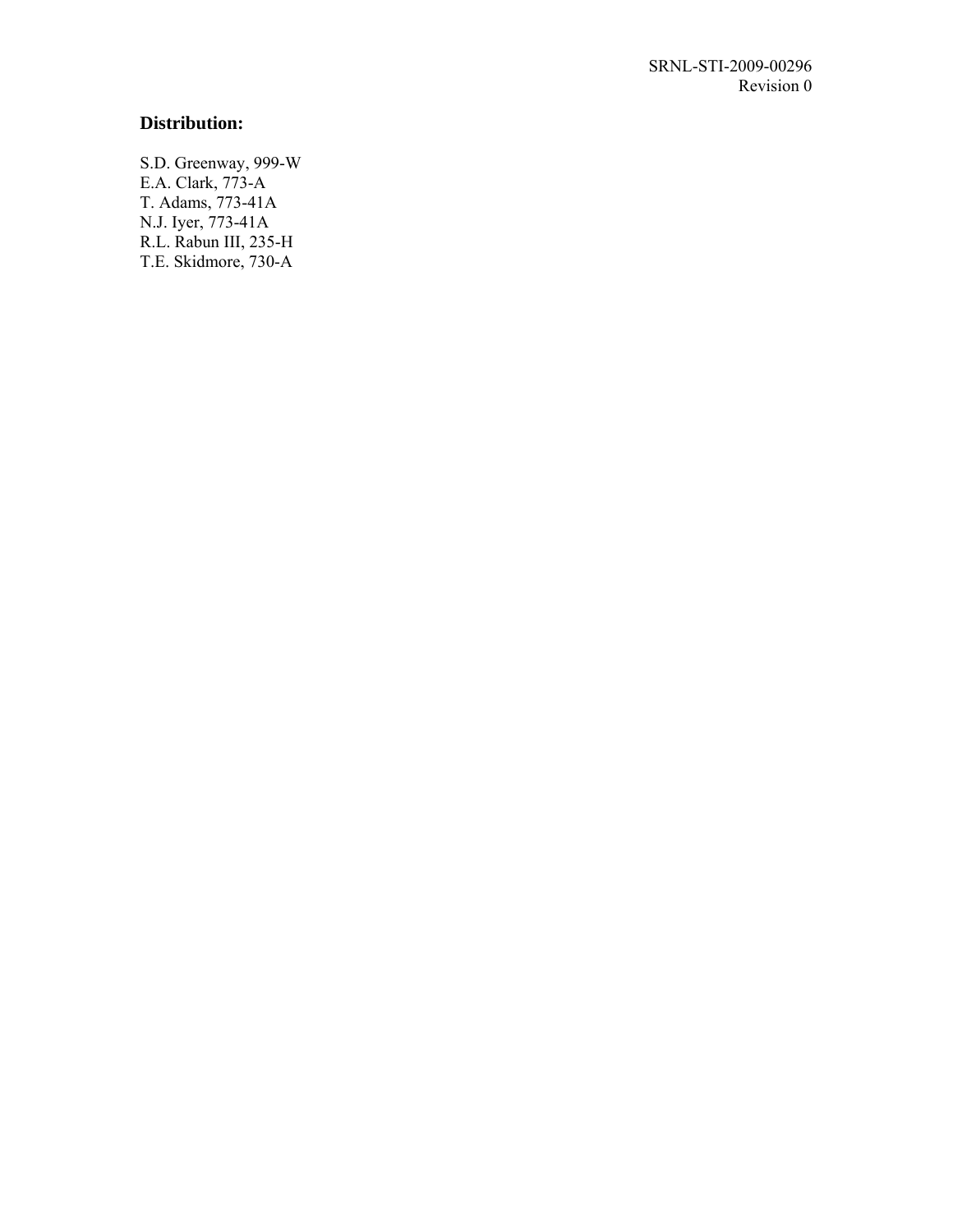## Distribution:

S.D. Greenway, 999-W
E.A. Clark, 773-A
T. Adams, 773-41A
N.J. Iyer, 773-41A
R.L. Rabun III, 235-H
T.E. Skidmore, 730-A